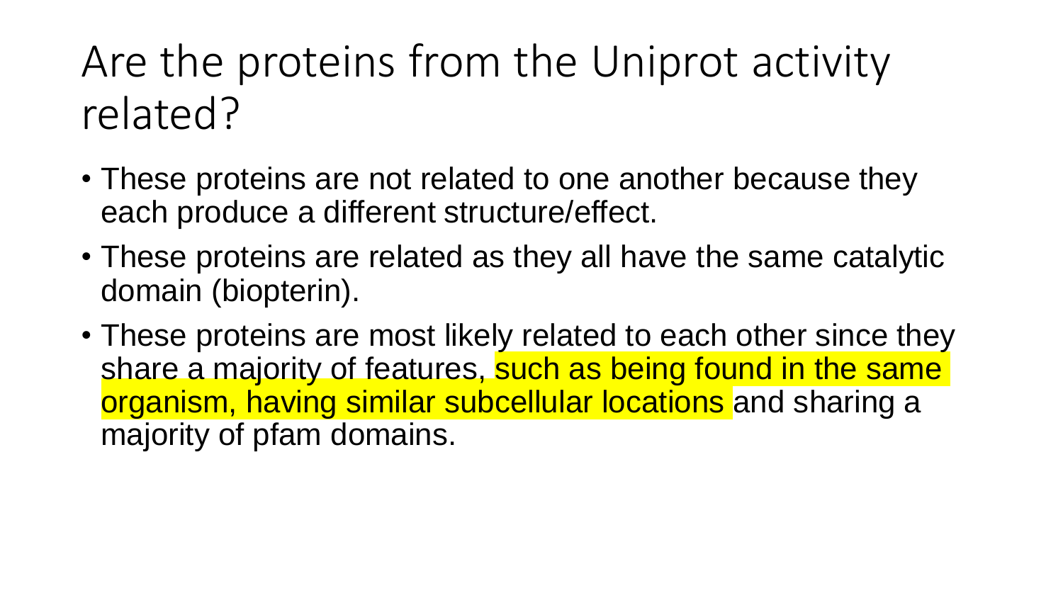# Are the proteins from the Uniprot activity related?

- These proteins are not related to one another because they each produce a different structure/effect.
- These proteins are related as they all have the same catalytic domain (biopterin).
- These proteins are most likely related to each other since they share a majority of features, such as being found in the same organism, having similar subcellular locations and sharing a majority of pfam domains.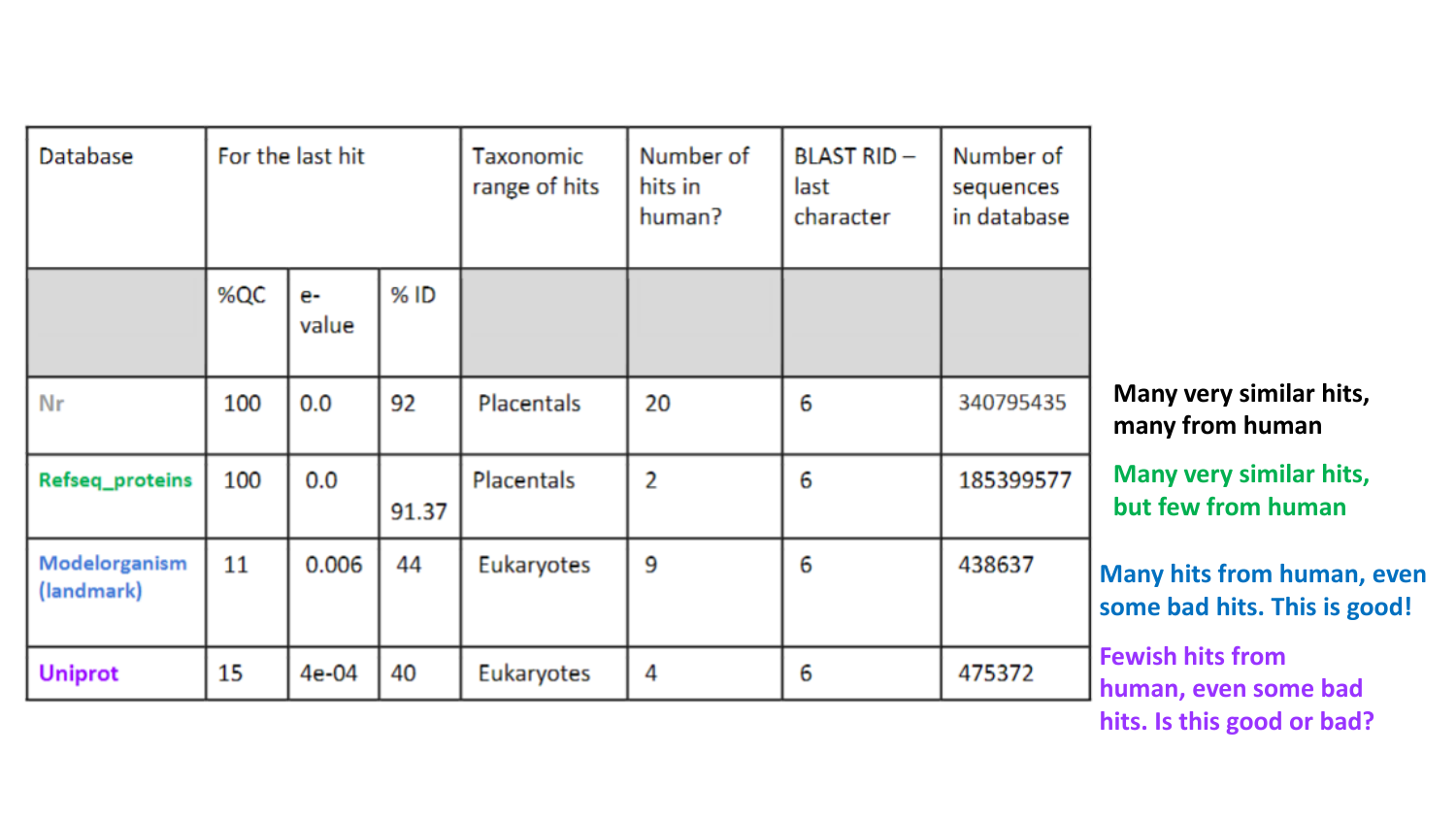| Database | For the last hit | | | Taxonomic range of hits | Number of hits in human? | BLAST RID – last character | Number of sequences in database |
|---|---|---|---|---|---|---|---|
| | %QC | e-value | % ID | | | | |
| Nr | 100 | 0.0 | 92 | Placentals | 20 | 6 | 340795435 |
| Refseq_proteins | 100 | 0.0 | 91.37 | Placentals | 2 | 6 | 185399577 |
| Modelorganism (landmark) | 11 | 0.006 | 44 | Eukaryotes | 9 | 6 | 438637 |
| Uniprot | 15 | 4e-04 | 40 | Eukaryotes | 4 | 6 | 475372 |

**Many very similar hits, many from human**

**Many very similar hits, but few from human**

**Many hits from human, even some bad hits. This is good!**

**Fewish hits from human, even some bad hits. Is this good or bad?**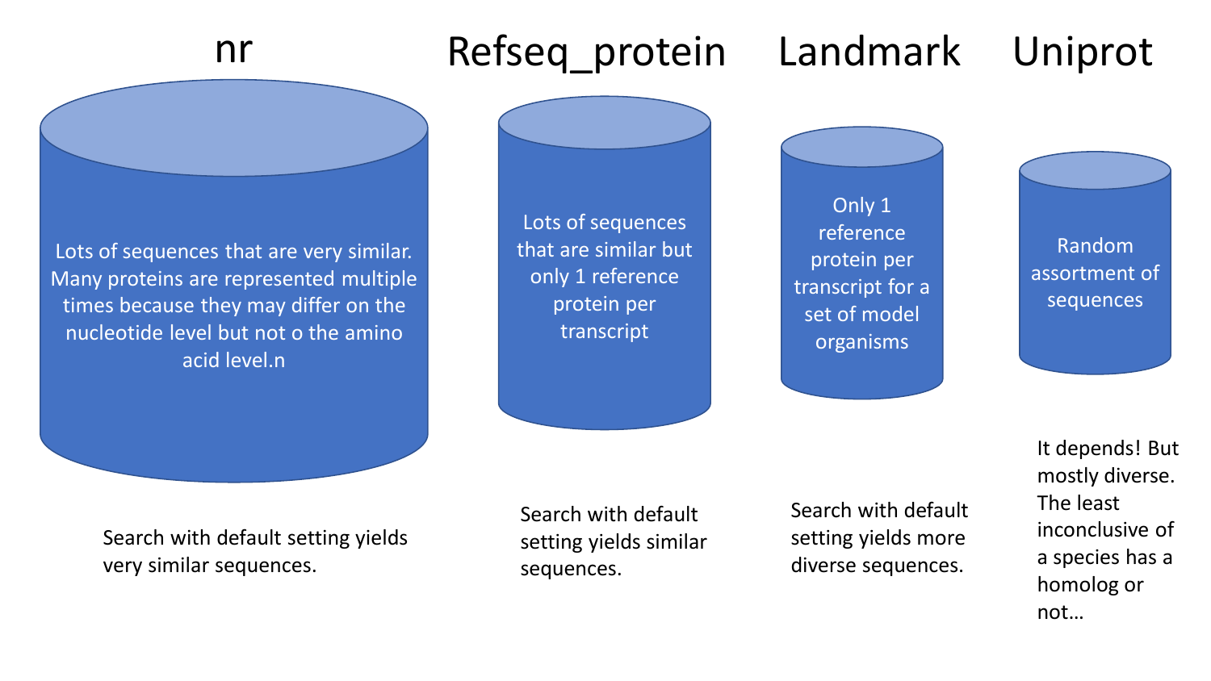## nr

Lots of sequences that are very similar. Many proteins are represented multiple times because they may differ on the nucleotide level but not o the amino acid level.n

Search with default setting yields very similar sequences.

## Refseq_protein

Lots of sequences that are similar but only 1 reference protein per transcript

Search with default setting yields similar sequences.

## Landmark

Only 1 reference protein per transcript for a set of model organisms

Search with default setting yields more diverse sequences.

## Uniprot

Random assortment of sequences

It depends! But mostly diverse. The least inconclusive of a species has a homolog or not…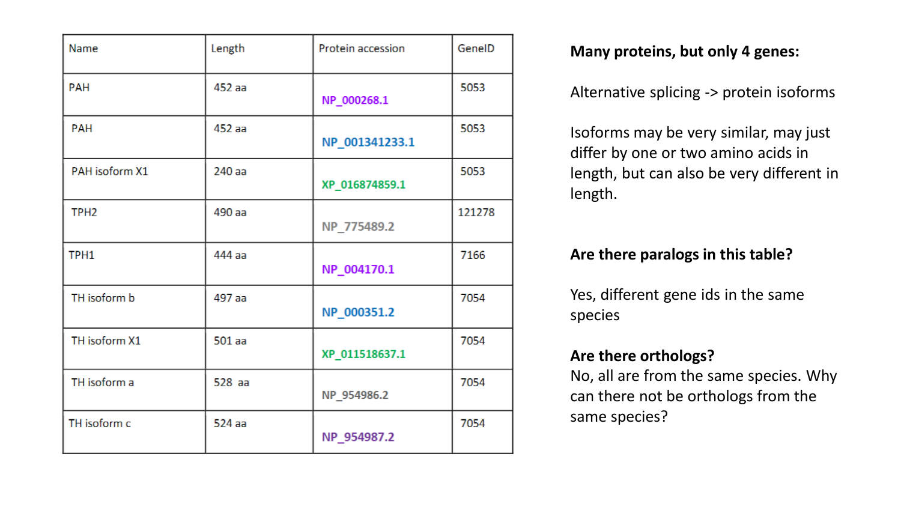| Name | Length | Protein accession | GeneID |
|---|---|---|---|
| PAH | 452 aa | NP_000268.1 | 5053 |
| PAH | 452 aa | NP_001341233.1 | 5053 |
| PAH isoform X1 | 240 aa | XP_016874859.1 | 5053 |
| TPH2 | 490 aa | NP_775489.2 | 121278 |
| TPH1 | 444 aa | NP_004170.1 | 7166 |
| TH isoform b | 497 aa | NP_000351.2 | 7054 |
| TH isoform X1 | 501 aa | XP_011518637.1 | 7054 |
| TH isoform a | 528 aa | NP_954986.2 | 7054 |
| TH isoform c | 524 aa | NP_954987.2 | 7054 |

**Many proteins, but only 4 genes:**

Alternative splicing -> protein isoforms

Isoforms may be very similar, may just differ by one or two amino acids in length, but can also be very different in length.

**Are there paralogs in this table?**

Yes, different gene ids in the same species

**Are there orthologs?**

No, all are from the same species. Why can there not be orthologs from the same species?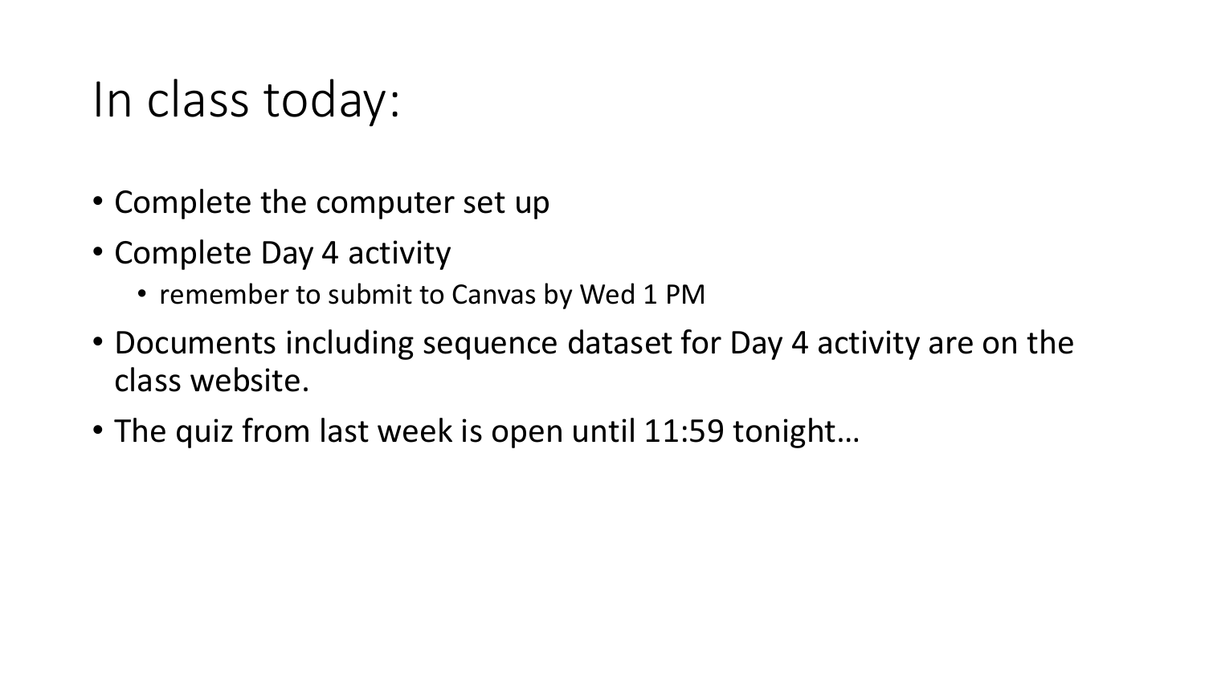# In class today:

- Complete the computer set up
- Complete Day 4 activity
  - remember to submit to Canvas by Wed 1 PM
- Documents including sequence dataset for Day 4 activity are on the class website.
- The quiz from last week is open until 11:59 tonight…